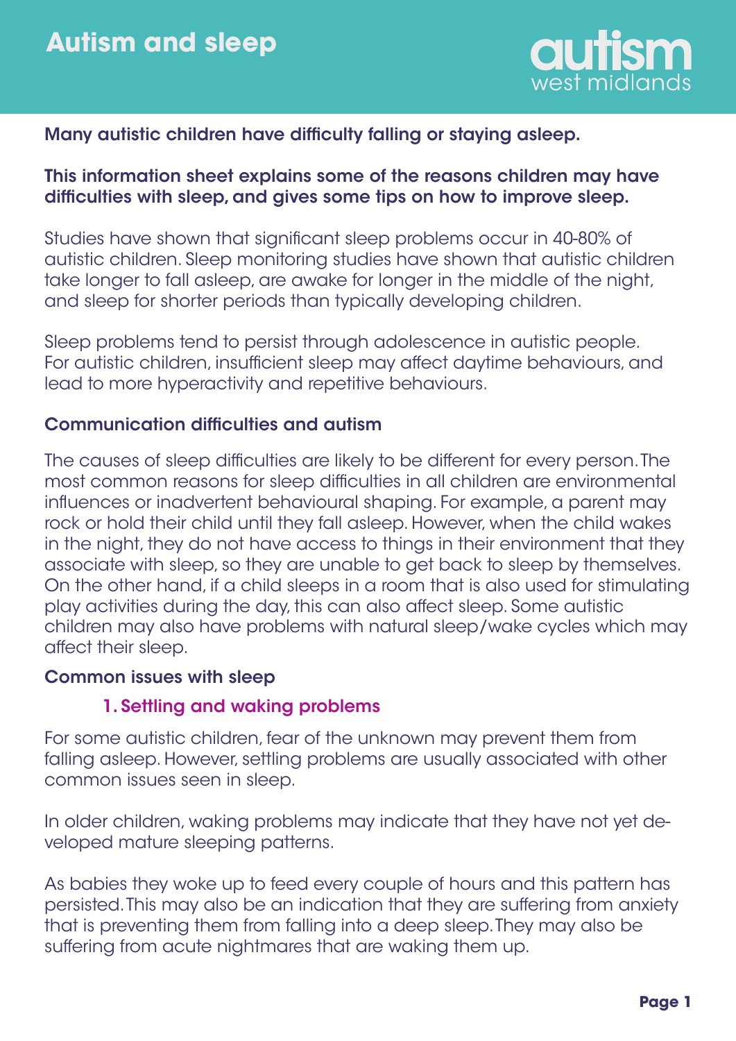# Autism and sleep

**Many autistic children have difficulty falling or staying asleep.**

**This information sheet explains some of the reasons children may have difficulties with sleep, and gives some tips on how to improve sleep.**

Studies have shown that significant sleep problems occur in 40-80% of autistic children. Sleep monitoring studies have shown that autistic children take longer to fall asleep, are awake for longer in the middle of the night, and sleep for shorter periods than typically developing children.

Sleep problems tend to persist through adolescence in autistic people. For autistic children, insufficient sleep may affect daytime behaviours, and lead to more hyperactivity and repetitive behaviours.

## Communication difficulties and autism

The causes of sleep difficulties are likely to be different for every person. The most common reasons for sleep difficulties in all children are environmental influences or inadvertent behavioural shaping. For example, a parent may rock or hold their child until they fall asleep. However, when the child wakes in the night, they do not have access to things in their environment that they associate with sleep, so they are unable to get back to sleep by themselves. On the other hand, if a child sleeps in a room that is also used for stimulating play activities during the day, this can also affect sleep. Some autistic children may also have problems with natural sleep/wake cycles which may affect their sleep.

## Common issues with sleep

### 1. Settling and waking problems

For some autistic children, fear of the unknown may prevent them from falling asleep. However, settling problems are usually associated with other common issues seen in sleep.

In older children, waking problems may indicate that they have not yet developed mature sleeping patterns.

As babies they woke up to feed every couple of hours and this pattern has persisted. This may also be an indication that they are suffering from anxiety that is preventing them from falling into a deep sleep. They may also be suffering from acute nightmares that are waking them up.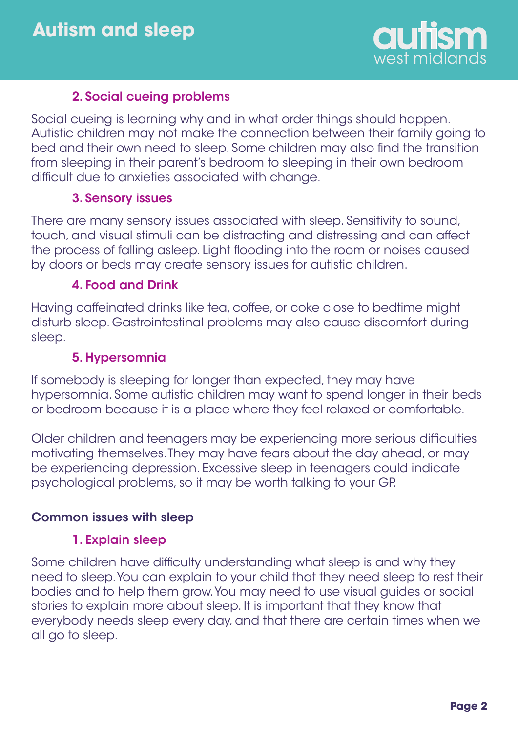### 2. Social cueing problems

Social cueing is learning why and in what order things should happen. Autistic children may not make the connection between their family going to bed and their own need to sleep. Some children may also find the transition from sleeping in their parent's bedroom to sleeping in their own bedroom difficult due to anxieties associated with change.

### 3. Sensory issues

There are many sensory issues associated with sleep. Sensitivity to sound, touch, and visual stimuli can be distracting and distressing and can affect the process of falling asleep. Light flooding into the room or noises caused by doors or beds may create sensory issues for autistic children.

### 4. Food and Drink

Having caffeinated drinks like tea, coffee, or coke close to bedtime might disturb sleep. Gastrointestinal problems may also cause discomfort during sleep.

### 5. Hypersomnia

If somebody is sleeping for longer than expected, they may have hypersomnia. Some autistic children may want to spend longer in their beds or bedroom because it is a place where they feel relaxed or comfortable.

Older children and teenagers may be experiencing more serious difficulties motivating themselves. They may have fears about the day ahead, or may be experiencing depression. Excessive sleep in teenagers could indicate psychological problems, so it may be worth talking to your GP.

## Common issues with sleep

### 1. Explain sleep

Some children have difficulty understanding what sleep is and why they need to sleep. You can explain to your child that they need sleep to rest their bodies and to help them grow. You may need to use visual guides or social stories to explain more about sleep. It is important that they know that everybody needs sleep every day, and that there are certain times when we all go to sleep.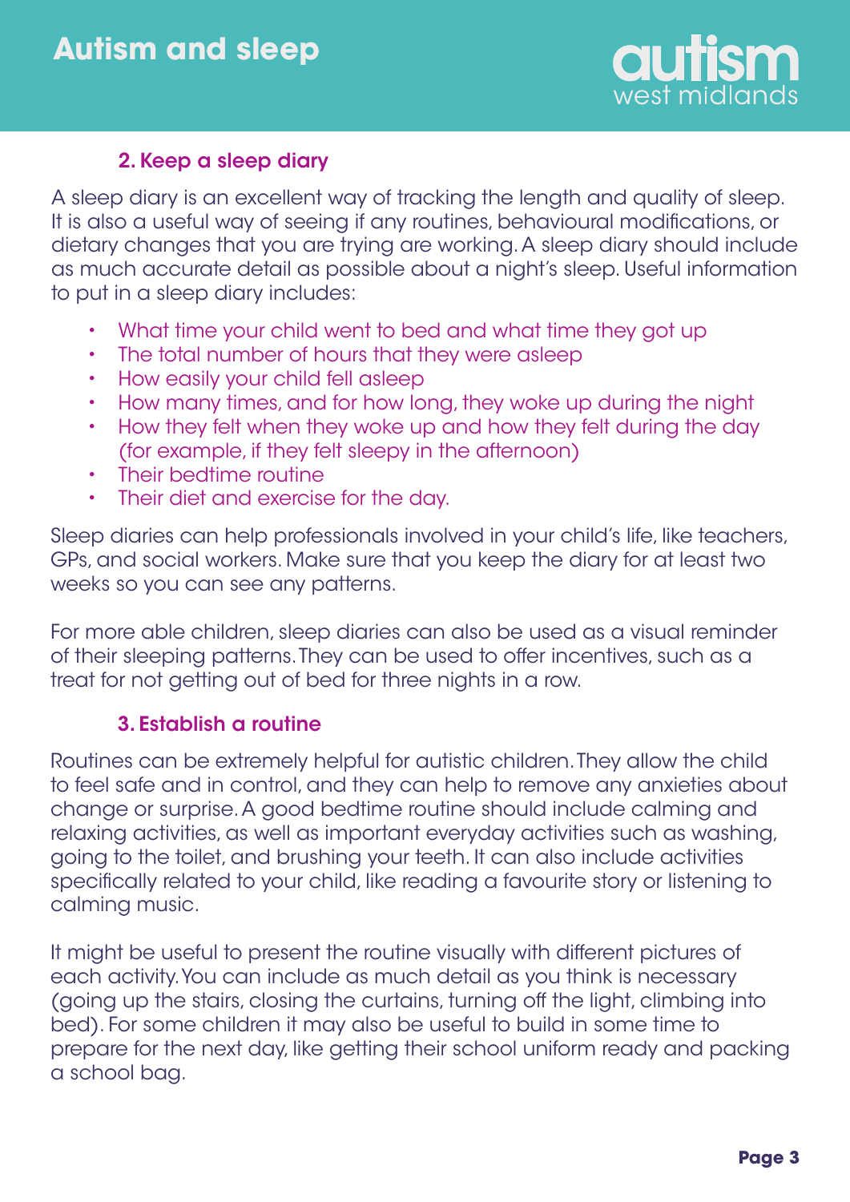### 2. Keep a sleep diary

A sleep diary is an excellent way of tracking the length and quality of sleep. It is also a useful way of seeing if any routines, behavioural modifications, or dietary changes that you are trying are working. A sleep diary should include as much accurate detail as possible about a night's sleep. Useful information to put in a sleep diary includes:

- What time your child went to bed and what time they got up
- The total number of hours that they were asleep
- How easily your child fell asleep
- How many times, and for how long, they woke up during the night
- How they felt when they woke up and how they felt during the day (for example, if they felt sleepy in the afternoon)
- Their bedtime routine
- Their diet and exercise for the day.

Sleep diaries can help professionals involved in your child's life, like teachers, GPs, and social workers. Make sure that you keep the diary for at least two weeks so you can see any patterns.

For more able children, sleep diaries can also be used as a visual reminder of their sleeping patterns. They can be used to offer incentives, such as a treat for not getting out of bed for three nights in a row.

### 3. Establish a routine

Routines can be extremely helpful for autistic children. They allow the child to feel safe and in control, and they can help to remove any anxieties about change or surprise. A good bedtime routine should include calming and relaxing activities, as well as important everyday activities such as washing, going to the toilet, and brushing your teeth. It can also include activities specifically related to your child, like reading a favourite story or listening to calming music.

It might be useful to present the routine visually with different pictures of each activity. You can include as much detail as you think is necessary (going up the stairs, closing the curtains, turning off the light, climbing into bed). For some children it may also be useful to build in some time to prepare for the next day, like getting their school uniform ready and packing a school bag.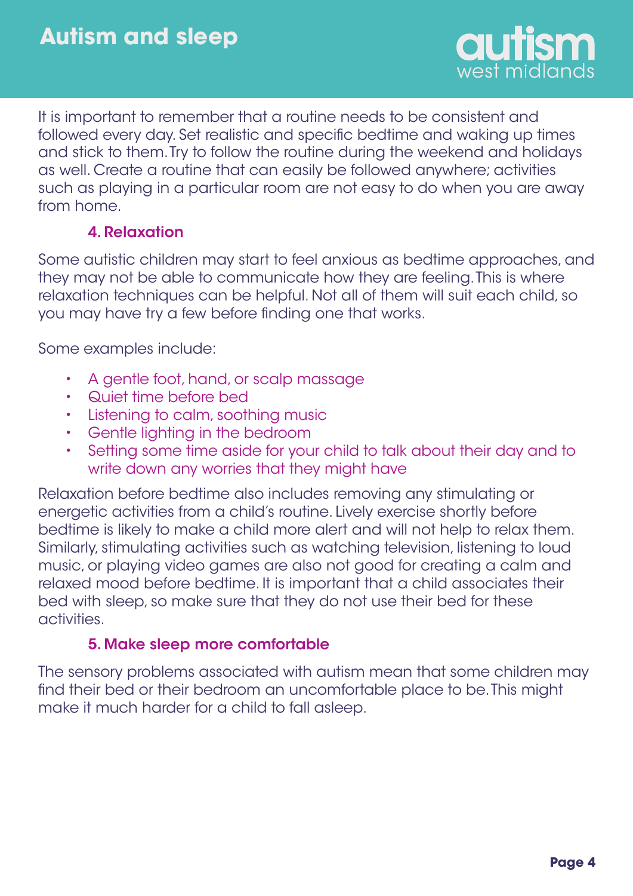It is important to remember that a routine needs to be consistent and followed every day. Set realistic and specific bedtime and waking up times and stick to them. Try to follow the routine during the weekend and holidays as well. Create a routine that can easily be followed anywhere; activities such as playing in a particular room are not easy to do when you are away from home.

### 4. Relaxation

Some autistic children may start to feel anxious as bedtime approaches, and they may not be able to communicate how they are feeling. This is where relaxation techniques can be helpful. Not all of them will suit each child, so you may have try a few before finding one that works.

Some examples include:

- A gentle foot, hand, or scalp massage
- Quiet time before bed
- Listening to calm, soothing music
- Gentle lighting in the bedroom
- Setting some time aside for your child to talk about their day and to write down any worries that they might have

Relaxation before bedtime also includes removing any stimulating or energetic activities from a child's routine. Lively exercise shortly before bedtime is likely to make a child more alert and will not help to relax them. Similarly, stimulating activities such as watching television, listening to loud music, or playing video games are also not good for creating a calm and relaxed mood before bedtime. It is important that a child associates their bed with sleep, so make sure that they do not use their bed for these activities.

### 5. Make sleep more comfortable

The sensory problems associated with autism mean that some children may find their bed or their bedroom an uncomfortable place to be. This might make it much harder for a child to fall asleep.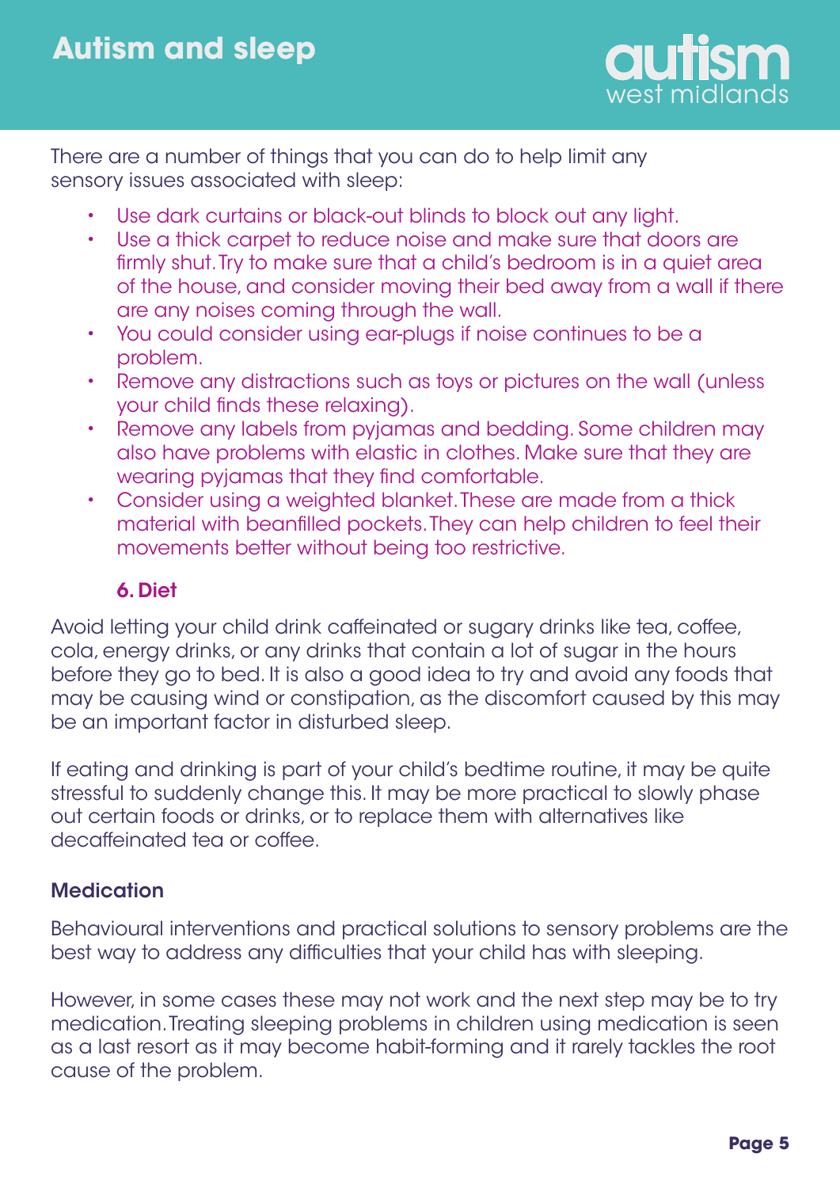There are a number of things that you can do to help limit any sensory issues associated with sleep:

- Use dark curtains or black-out blinds to block out any light.
- Use a thick carpet to reduce noise and make sure that doors are firmly shut. Try to make sure that a child's bedroom is in a quiet area of the house, and consider moving their bed away from a wall if there are any noises coming through the wall.
- You could consider using ear-plugs if noise continues to be a problem.
- Remove any distractions such as toys or pictures on the wall (unless your child finds these relaxing).
- Remove any labels from pyjamas and bedding. Some children may also have problems with elastic in clothes. Make sure that they are wearing pyjamas that they find comfortable.
- Consider using a weighted blanket. These are made from a thick material with beanfilled pockets. They can help children to feel their movements better without being too restrictive.

### 6. Diet

Avoid letting your child drink caffeinated or sugary drinks like tea, coffee, cola, energy drinks, or any drinks that contain a lot of sugar in the hours before they go to bed. It is also a good idea to try and avoid any foods that may be causing wind or constipation, as the discomfort caused by this may be an important factor in disturbed sleep.

If eating and drinking is part of your child's bedtime routine, it may be quite stressful to suddenly change this. It may be more practical to slowly phase out certain foods or drinks, or to replace them with alternatives like decaffeinated tea or coffee.

### Medication

Behavioural interventions and practical solutions to sensory problems are the best way to address any difficulties that your child has with sleeping.

However, in some cases these may not work and the next step may be to try medication. Treating sleeping problems in children using medication is seen as a last resort as it may become habit-forming and it rarely tackles the root cause of the problem.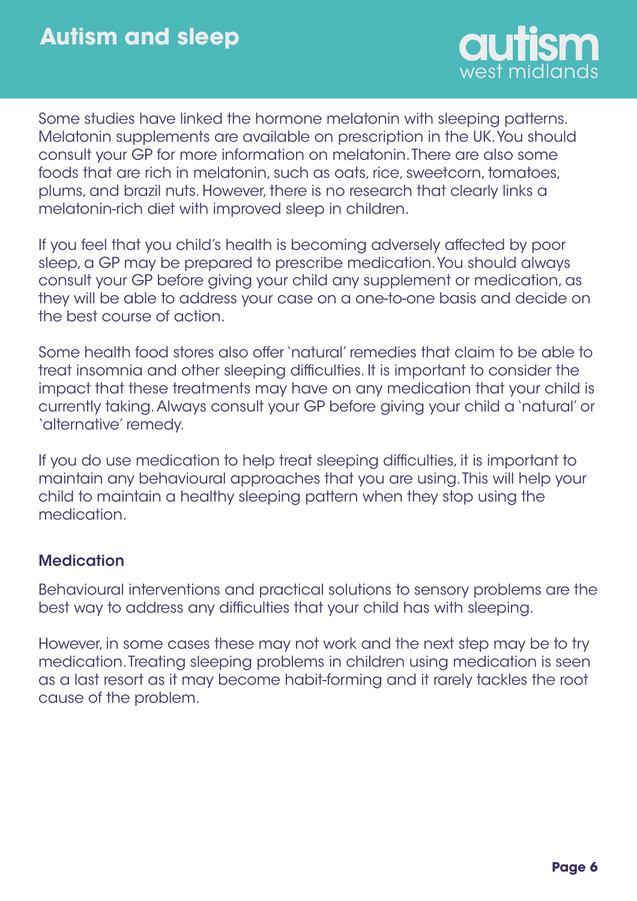Some studies have linked the hormone melatonin with sleeping patterns. Melatonin supplements are available on prescription in the UK. You should consult your GP for more information on melatonin. There are also some foods that are rich in melatonin, such as oats, rice, sweetcorn, tomatoes, plums, and brazil nuts. However, there is no research that clearly links a melatonin-rich diet with improved sleep in children.

If you feel that you child's health is becoming adversely affected by poor sleep, a GP may be prepared to prescribe medication. You should always consult your GP before giving your child any supplement or medication, as they will be able to address your case on a one-to-one basis and decide on the best course of action.

Some health food stores also offer 'natural' remedies that claim to be able to treat insomnia and other sleeping difficulties. It is important to consider the impact that these treatments may have on any medication that your child is currently taking. Always consult your GP before giving your child a 'natural' or 'alternative' remedy.

If you do use medication to help treat sleeping difficulties, it is important to maintain any behavioural approaches that you are using. This will help your child to maintain a healthy sleeping pattern when they stop using the medication.

### Medication

Behavioural interventions and practical solutions to sensory problems are the best way to address any difficulties that your child has with sleeping.

However, in some cases these may not work and the next step may be to try medication. Treating sleeping problems in children using medication is seen as a last resort as it may become habit-forming and it rarely tackles the root cause of the problem.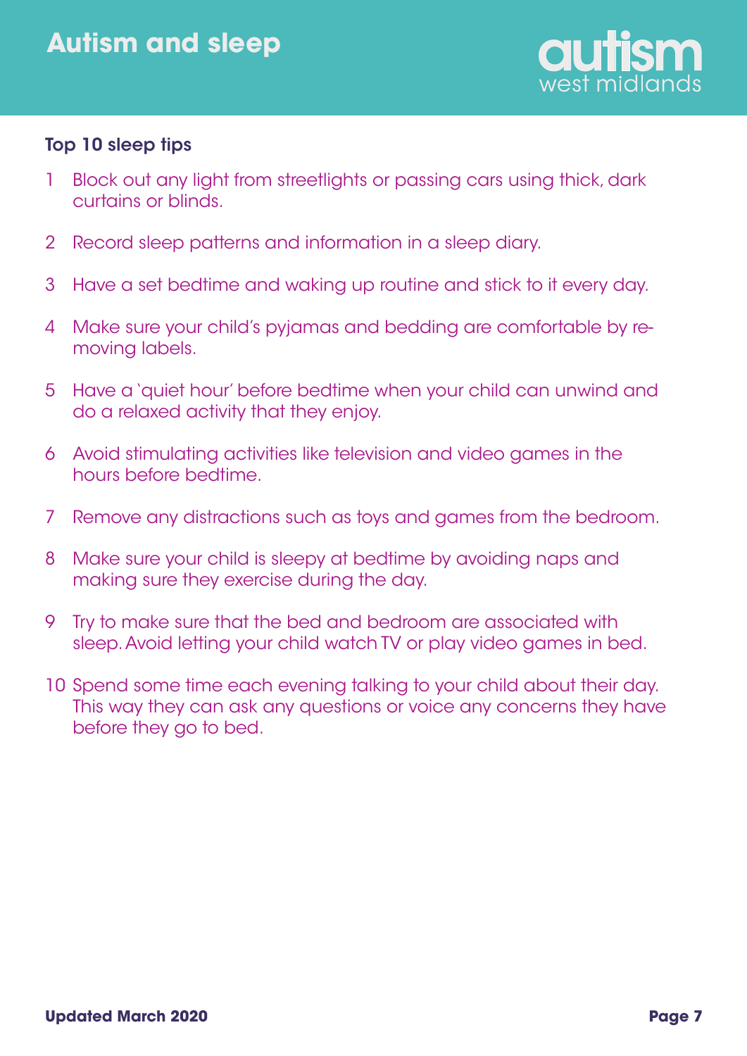## Top 10 sleep tips

1. Block out any light from streetlights or passing cars using thick, dark curtains or blinds.
2. Record sleep patterns and information in a sleep diary.
3. Have a set bedtime and waking up routine and stick to it every day.
4. Make sure your child's pyjamas and bedding are comfortable by removing labels.
5. Have a 'quiet hour' before bedtime when your child can unwind and do a relaxed activity that they enjoy.
6. Avoid stimulating activities like television and video games in the hours before bedtime.
7. Remove any distractions such as toys and games from the bedroom.
8. Make sure your child is sleepy at bedtime by avoiding naps and making sure they exercise during the day.
9. Try to make sure that the bed and bedroom are associated with sleep. Avoid letting your child watch TV or play video games in bed.
10. Spend some time each evening talking to your child about their day. This way they can ask any questions or voice any concerns they have before they go to bed.